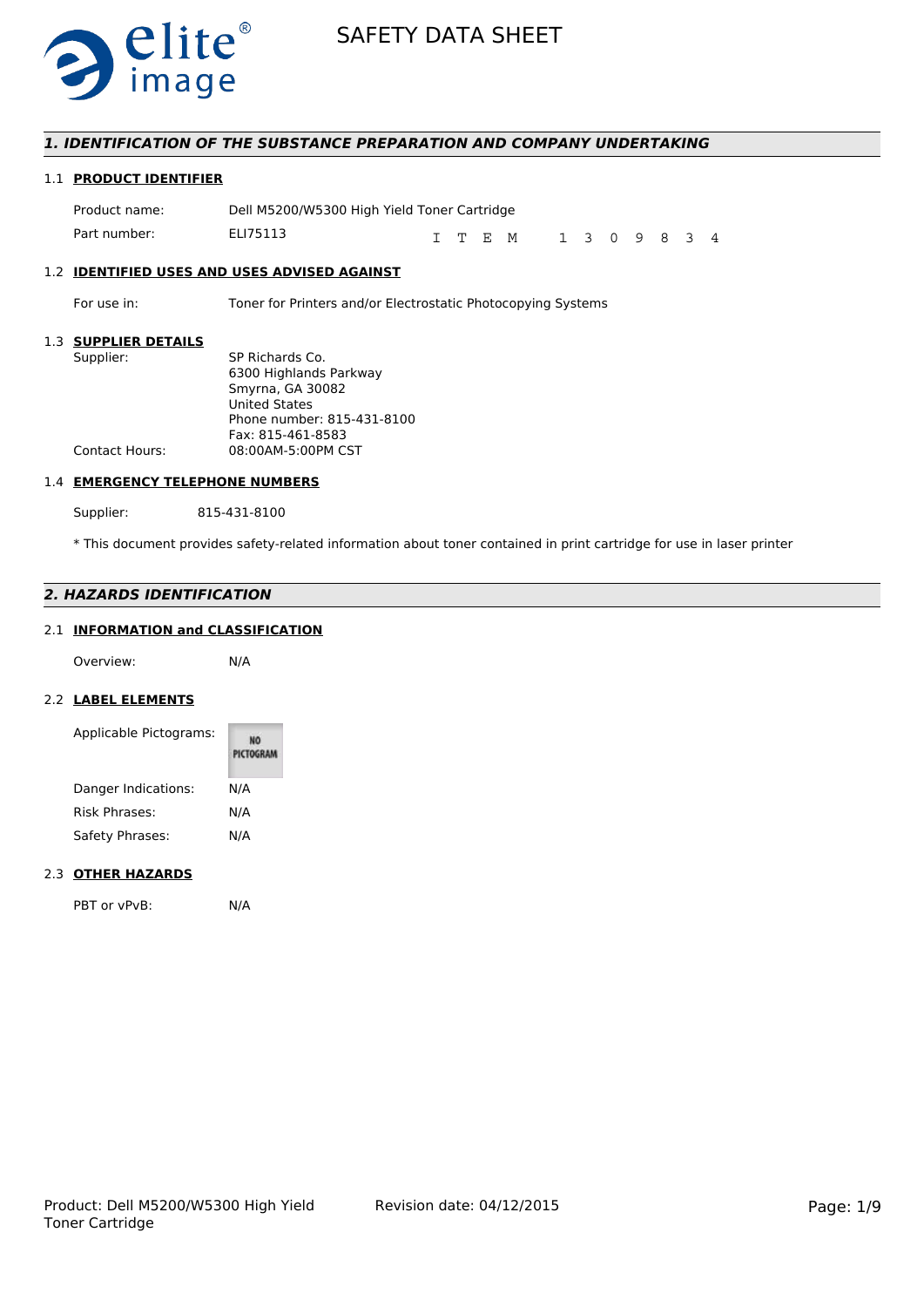# SAFETY DATA SHEET

## 1. IDENTIFICATION OF THE SUBSTANCE PREPARATION AND COMPANY UNDERTAKING

### 1.1 PRODUCT IDENTIFIER

Product name: Dell M5200/W5300 High Yield Toner Cartridge

Part number: ELI75113 ITEM 1309834

### 1.2 IDENTIFIED USES AND USES ADVISED AGAINST

For use in: Toner for Printers and/or Electrostatic Photocopying Systems

### 1.3 SUPPLIER DETAILS

Supplier: SP Richards Co.
6300 Highlands Parkway
Smyrna, GA 30082
United States
Phone number: 815-431-8100
Fax: 815-461-8583

Contact Hours: 08:00AM-5:00PM CST

### 1.4 EMERGENCY TELEPHONE NUMBERS

Supplier: 815-431-8100

* This document provides safety-related information about toner contained in print cartridge for use in laser printer

## 2. HAZARDS IDENTIFICATION

### 2.1 INFORMATION and CLASSIFICATION

Overview: N/A

### 2.2 LABEL ELEMENTS

Applicable Pictograms: NO PICTOGRAM

Danger Indications: N/A

Risk Phrases: N/A

Safety Phrases: N/A

### 2.3 OTHER HAZARDS

PBT or vPvB: N/A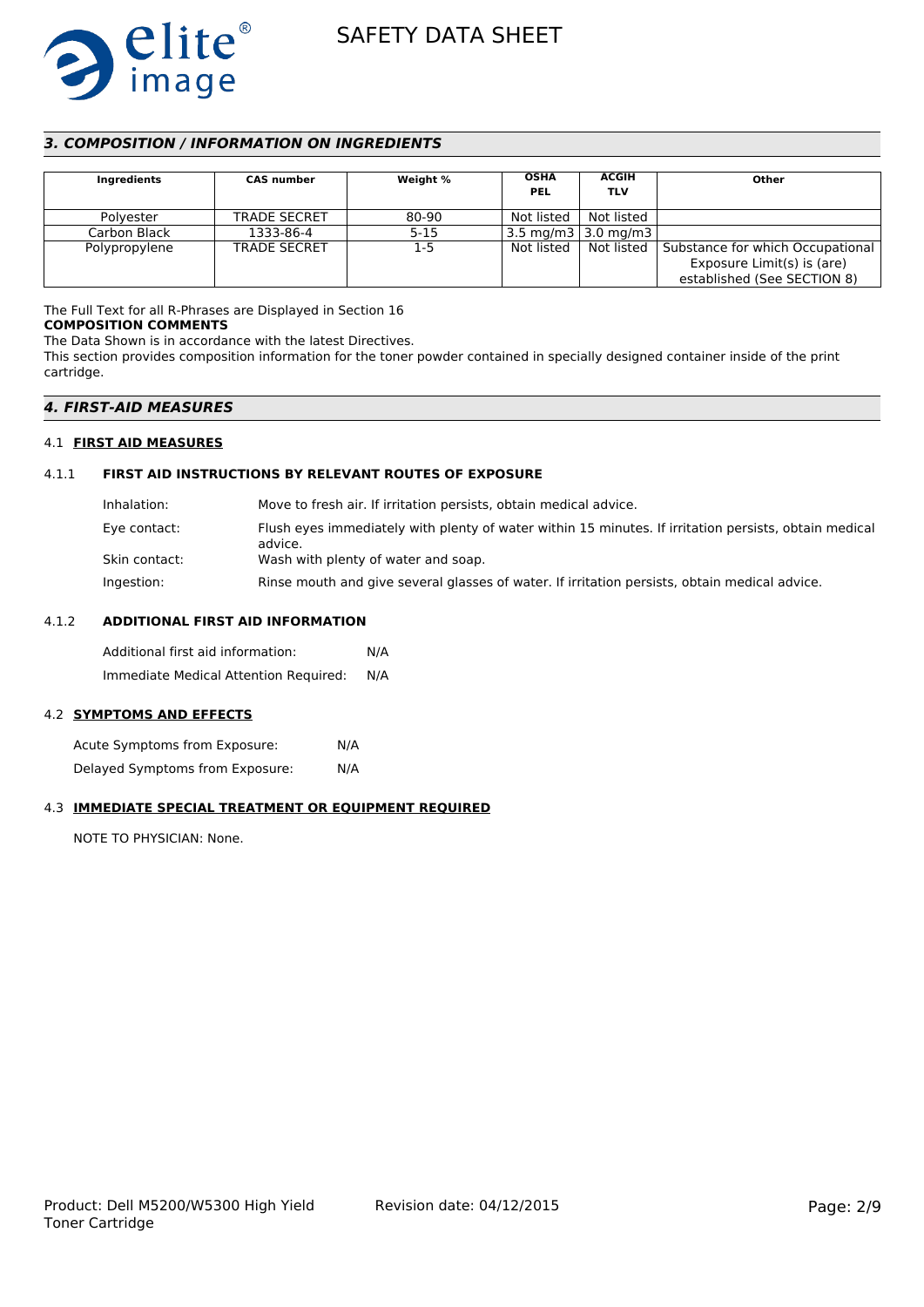## *3. COMPOSITION / INFORMATION ON INGREDIENTS*

| Ingredients | CAS number | Weight % | OSHA PEL | ACGIH TLV | Other |
|---|---|---|---|---|---|
| Polyester | TRADE SECRET | 80-90 | Not listed | Not listed | |
| Carbon Black | 1333-86-4 | 5-15 | 3.5 mg/m3 | 3.0 mg/m3 | |
| Polypropylene | TRADE SECRET | 1-5 | Not listed | Not listed | Substance for which Occupational Exposure Limit(s) is (are) established (See SECTION 8) |

The Full Text for all R-Phrases are Displayed in Section 16

**COMPOSITION COMMENTS**

The Data Shown is in accordance with the latest Directives.

This section provides composition information for the toner powder contained in specially designed container inside of the print cartridge.

## *4. FIRST-AID MEASURES*

### 4.1 FIRST AID MEASURES

#### 4.1.1 FIRST AID INSTRUCTIONS BY RELEVANT ROUTES OF EXPOSURE

Inhalation: Move to fresh air. If irritation persists, obtain medical advice.

Eye contact: Flush eyes immediately with plenty of water within 15 minutes. If irritation persists, obtain medical advice.

Skin contact: Wash with plenty of water and soap.

Ingestion: Rinse mouth and give several glasses of water. If irritation persists, obtain medical advice.

#### 4.1.2 ADDITIONAL FIRST AID INFORMATION

Additional first aid information: N/A

Immediate Medical Attention Required: N/A

### 4.2 SYMPTOMS AND EFFECTS

Acute Symptoms from Exposure: N/A

Delayed Symptoms from Exposure: N/A

### 4.3 IMMEDIATE SPECIAL TREATMENT OR EQUIPMENT REQUIRED

NOTE TO PHYSICIAN: None.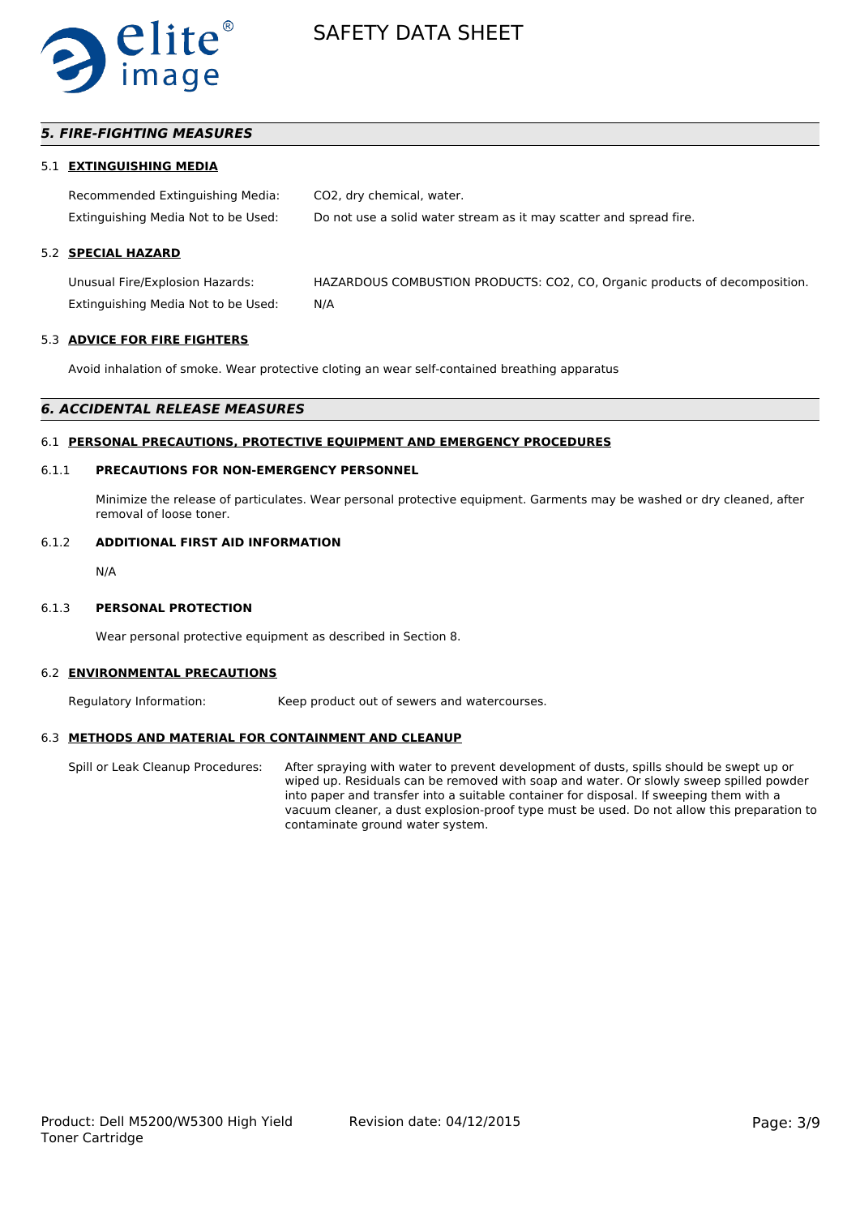## *5. FIRE-FIGHTING MEASURES*

### 5.1 EXTINGUISHING MEDIA

Recommended Extinguishing Media: $CO_2$, dry chemical, water.

Extinguishing Media Not to be Used: Do not use a solid water stream as it may scatter and spread fire.

### 5.2 SPECIAL HAZARD

Unusual Fire/Explosion Hazards: HAZARDOUS COMBUSTION PRODUCTS: $CO_2$, CO, Organic products of decomposition.

Extinguishing Media Not to be Used: N/A

### 5.3 ADVICE FOR FIRE FIGHTERS

Avoid inhalation of smoke. Wear protective cloting an wear self-contained breathing apparatus

## *6. ACCIDENTAL RELEASE MEASURES*

### 6.1 PERSONAL PRECAUTIONS, PROTECTIVE EQUIPMENT AND EMERGENCY PROCEDURES

#### 6.1.1 PRECAUTIONS FOR NON-EMERGENCY PERSONNEL

Minimize the release of particulates. Wear personal protective equipment. Garments may be washed or dry cleaned, after removal of loose toner.

#### 6.1.2 ADDITIONAL FIRST AID INFORMATION

N/A

#### 6.1.3 PERSONAL PROTECTION

Wear personal protective equipment as described in Section 8.

### 6.2 ENVIRONMENTAL PRECAUTIONS

Regulatory Information: Keep product out of sewers and watercourses.

### 6.3 METHODS AND MATERIAL FOR CONTAINMENT AND CLEANUP

Spill or Leak Cleanup Procedures: After spraying with water to prevent development of dusts, spills should be swept up or wiped up. Residuals can be removed with soap and water. Or slowly sweep spilled powder into paper and transfer into a suitable container for disposal. If sweeping them with a vacuum cleaner, a dust explosion-proof type must be used. Do not allow this preparation to contaminate ground water system.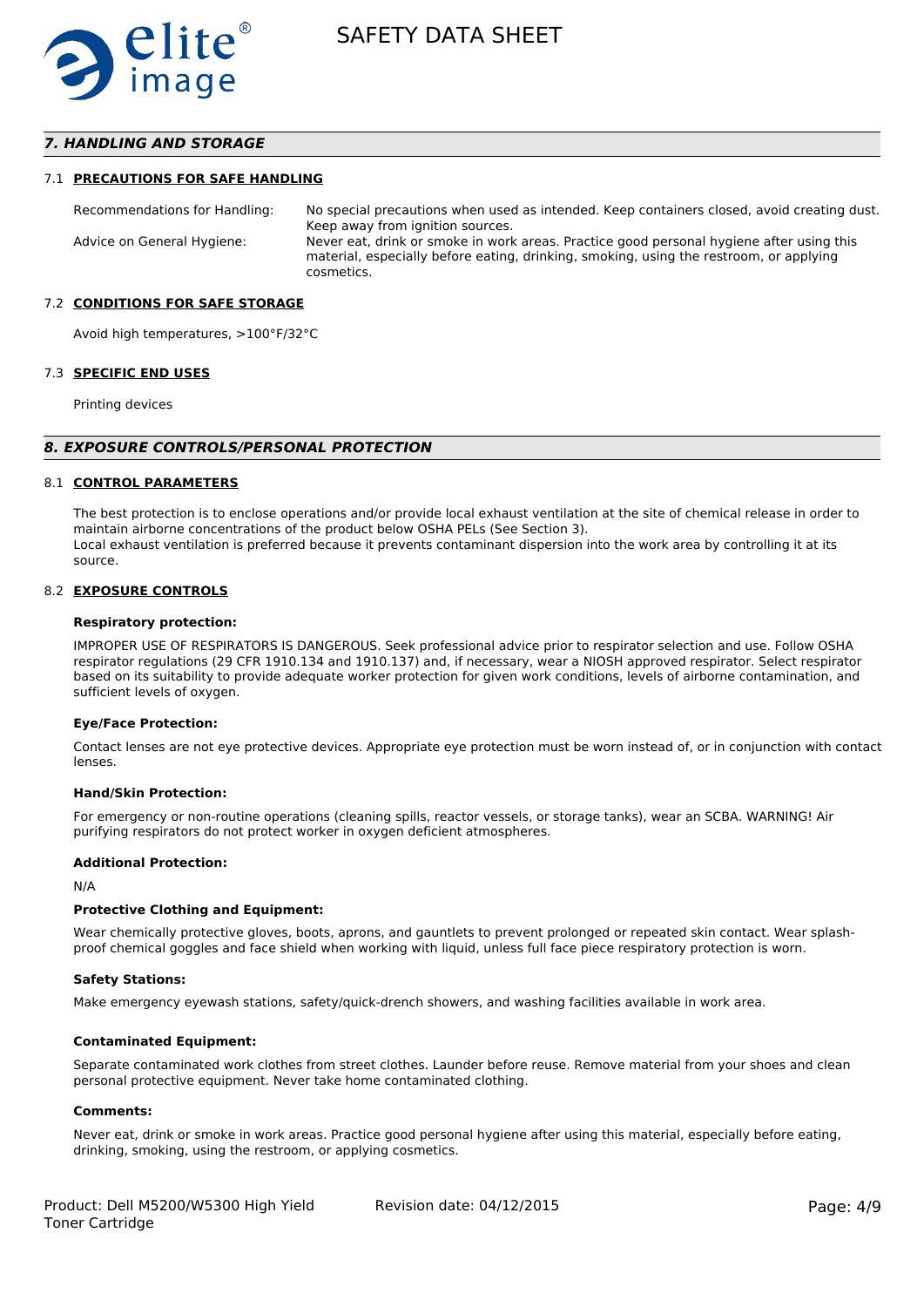## 7. HANDLING AND STORAGE

### 7.1 PRECAUTIONS FOR SAFE HANDLING

| | |
|---|---|
| Recommendations for Handling: | No special precautions when used as intended. Keep containers closed, avoid creating dust. Keep away from ignition sources. |
| Advice on General Hygiene: | Never eat, drink or smoke in work areas. Practice good personal hygiene after using this material, especially before eating, drinking, smoking, using the restroom, or applying cosmetics. |

### 7.2 CONDITIONS FOR SAFE STORAGE

Avoid high temperatures, >100°F/32°C

### 7.3 SPECIFIC END USES

Printing devices

## 8. EXPOSURE CONTROLS/PERSONAL PROTECTION

### 8.1 CONTROL PARAMETERS

The best protection is to enclose operations and/or provide local exhaust ventilation at the site of chemical release in order to maintain airborne concentrations of the product below OSHA PELs (See Section 3).
Local exhaust ventilation is preferred because it prevents contaminant dispersion into the work area by controlling it at its source.

### 8.2 EXPOSURE CONTROLS

**Respiratory protection:**

IMPROPER USE OF RESPIRATORS IS DANGEROUS. Seek professional advice prior to respirator selection and use. Follow OSHA respirator regulations (29 CFR 1910.134 and 1910.137) and, if necessary, wear a NIOSH approved respirator. Select respirator based on its suitability to provide adequate worker protection for given work conditions, levels of airborne contamination, and sufficient levels of oxygen.

**Eye/Face Protection:**

Contact lenses are not eye protective devices. Appropriate eye protection must be worn instead of, or in conjunction with contact lenses.

**Hand/Skin Protection:**

For emergency or non-routine operations (cleaning spills, reactor vessels, or storage tanks), wear an SCBA. WARNING! Air purifying respirators do not protect worker in oxygen deficient atmospheres.

**Additional Protection:**

N/A

**Protective Clothing and Equipment:**

Wear chemically protective gloves, boots, aprons, and gauntlets to prevent prolonged or repeated skin contact. Wear splash-proof chemical goggles and face shield when working with liquid, unless full face piece respiratory protection is worn.

**Safety Stations:**

Make emergency eyewash stations, safety/quick-drench showers, and washing facilities available in work area.

**Contaminated Equipment:**

Separate contaminated work clothes from street clothes. Launder before reuse. Remove material from your shoes and clean personal protective equipment. Never take home contaminated clothing.

**Comments:**

Never eat, drink or smoke in work areas. Practice good personal hygiene after using this material, especially before eating, drinking, smoking, using the restroom, or applying cosmetics.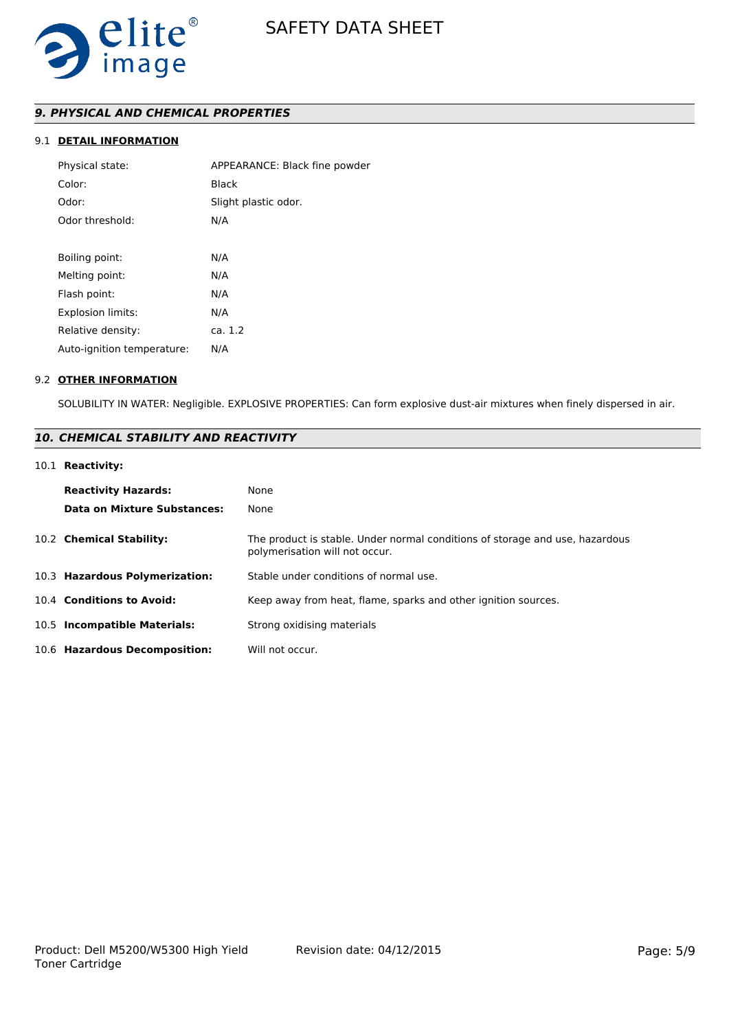## *9. PHYSICAL AND CHEMICAL PROPERTIES*

### 9.1 DETAIL INFORMATION

| | |
|---|---|
| Physical state: | APPEARANCE: Black fine powder |
| Color: | Black |
| Odor: | Slight plastic odor. |
| Odor threshold: | N/A |
| Boiling point: | N/A |
| Melting point: | N/A |
| Flash point: | N/A |
| Explosion limits: | N/A |
| Relative density: | ca. 1.2 |
| Auto-ignition temperature: | N/A |

### 9.2 OTHER INFORMATION

SOLUBILITY IN WATER: Negligible. EXPLOSIVE PROPERTIES: Can form explosive dust-air mixtures when finely dispersed in air.

## *10. CHEMICAL STABILITY AND REACTIVITY*

### 10.1 Reactivity:

| | |
|---|---|
| **Reactivity Hazards:** | None |
| **Data on Mixture Substances:** | None |

| | |
|---|---|
| 10.2 **Chemical Stability:** | The product is stable. Under normal conditions of storage and use, hazardous polymerisation will not occur. |
| 10.3 **Hazardous Polymerization:** | Stable under conditions of normal use. |
| 10.4 **Conditions to Avoid:** | Keep away from heat, flame, sparks and other ignition sources. |
| 10.5 **Incompatible Materials:** | Strong oxidising materials |
| 10.6 **Hazardous Decomposition:** | Will not occur. |

Product: Dell M5200/W5300 High Yield Toner Cartridge

Revision date: 04/12/2015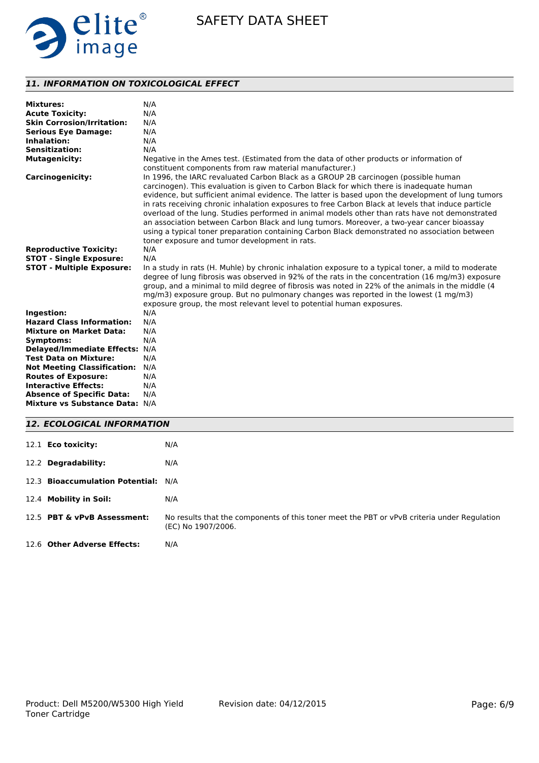## *11. INFORMATION ON TOXICOLOGICAL EFFECT*

**Mixtures:** N/A
**Acute Toxicity:** N/A
**Skin Corrosion/Irritation:** N/A
**Serious Eye Damage:** N/A
**Inhalation:** N/A
**Sensitization:** N/A
**Mutagenicity:** Negative in the Ames test. (Estimated from the data of other products or information of constituent components from raw material manufacturer.)
**Carcinogenicity:** In 1996, the IARC revaluated Carbon Black as a GROUP 2B carcinogen (possible human carcinogen). This evaluation is given to Carbon Black for which there is inadequate human evidence, but sufficient animal evidence. The latter is based upon the development of lung tumors in rats receiving chronic inhalation exposures to free Carbon Black at levels that induce particle overload of the lung. Studies performed in animal models other than rats have not demonstrated an association between Carbon Black and lung tumors. Moreover, a two-year cancer bioassay using a typical toner preparation containing Carbon Black demonstrated no association between toner exposure and tumor development in rats.
**Reproductive Toxicity:** N/A
**STOT - Single Exposure:** N/A
**STOT - Multiple Exposure:** In a study in rats (H. Muhle) by chronic inhalation exposure to a typical toner, a mild to moderate degree of lung fibrosis was observed in 92% of the rats in the concentration (16 mg/m3) exposure group, and a minimal to mild degree of fibrosis was noted in 22% of the animals in the middle (4 mg/m3) exposure group. But no pulmonary changes was reported in the lowest (1 mg/m3) exposure group, the most relevant level to potential human exposures.
**Ingestion:** N/A
**Hazard Class Information:** N/A
**Mixture on Market Data:** N/A
**Symptoms:** N/A
**Delayed/Immediate Effects:** N/A
**Test Data on Mixture:** N/A
**Not Meeting Classification:** N/A
**Routes of Exposure:** N/A
**Interactive Effects:** N/A
**Absence of Specific Data:** N/A
**Mixture vs Substance Data:** N/A

## *12. ECOLOGICAL INFORMATION*

12.1 **Eco toxicity:** N/A

12.2 **Degradability:** N/A

12.3 **Bioaccumulation Potential:** N/A

12.4 **Mobility in Soil:** N/A

12.5 **PBT & vPvB Assessment:** No results that the components of this toner meet the PBT or vPvB criteria under Regulation (EC) No 1907/2006.

12.6 **Other Adverse Effects:** N/A

Product: Dell M5200/W5300 High Yield Toner Cartridge    Revision date: 04/12/2015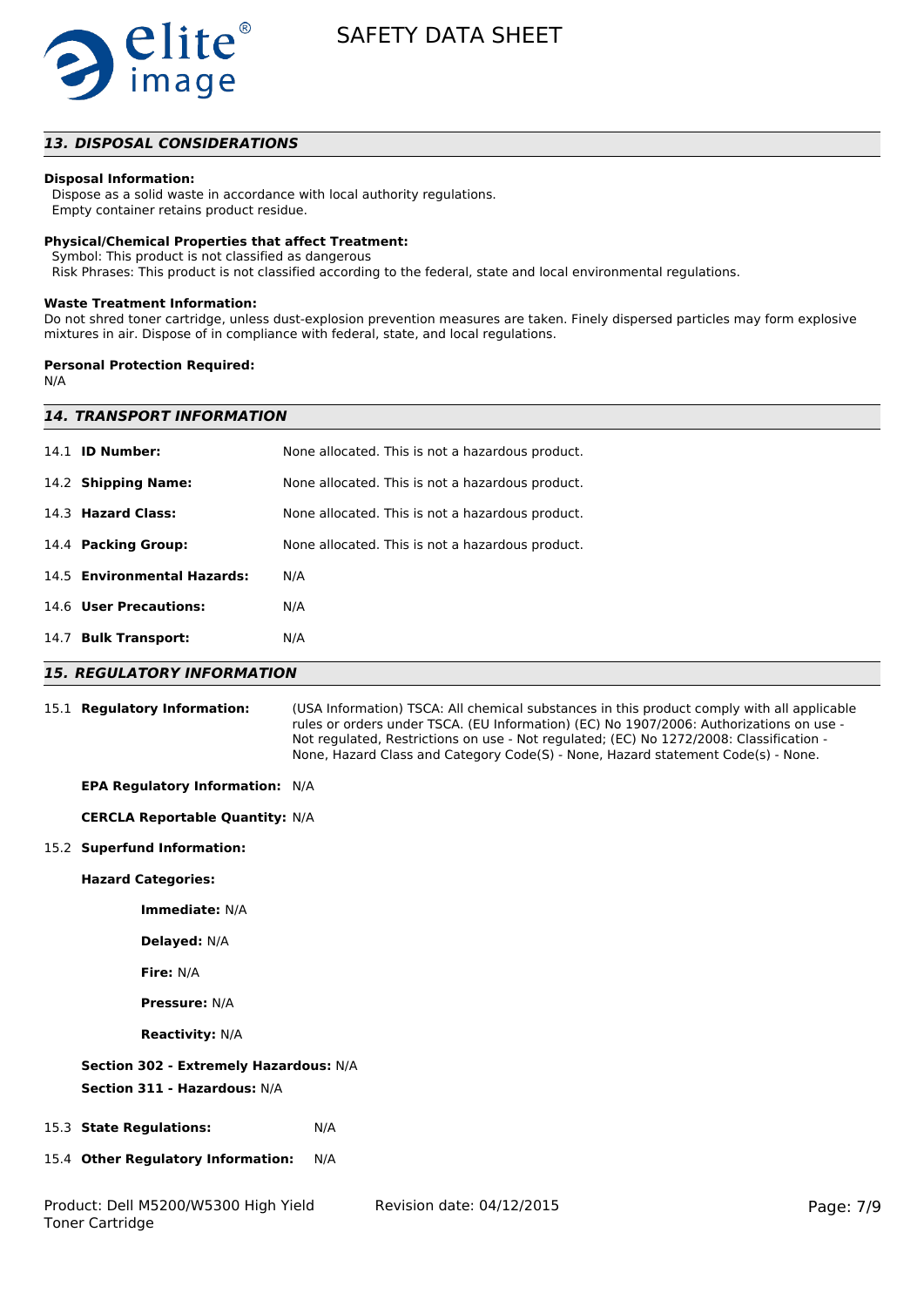## 13. DISPOSAL CONSIDERATIONS

**Disposal Information:**
Dispose as a solid waste in accordance with local authority regulations.
Empty container retains product residue.

**Physical/Chemical Properties that affect Treatment:**
Symbol: This product is not classified as dangerous
Risk Phrases: This product is not classified according to the federal, state and local environmental regulations.

**Waste Treatment Information:**
Do not shred toner cartridge, unless dust-explosion prevention measures are taken. Finely dispersed particles may form explosive mixtures in air. Dispose of in compliance with federal, state, and local regulations.

**Personal Protection Required:**
N/A

## 14. TRANSPORT INFORMATION

| | |
|---|---|
| 14.1 **ID Number:** | None allocated. This is not a hazardous product. |
| 14.2 **Shipping Name:** | None allocated. This is not a hazardous product. |
| 14.3 **Hazard Class:** | None allocated. This is not a hazardous product. |
| 14.4 **Packing Group:** | None allocated. This is not a hazardous product. |
| 14.5 **Environmental Hazards:** | N/A |
| 14.6 **User Precautions:** | N/A |
| 14.7 **Bulk Transport:** | N/A |

## 15. REGULATORY INFORMATION

15.1 **Regulatory Information:** (USA Information) TSCA: All chemical substances in this product comply with all applicable rules or orders under TSCA. (EU Information) (EC) No 1907/2006: Authorizations on use - Not regulated, Restrictions on use - Not regulated; (EC) No 1272/2008: Classification - None, Hazard Class and Category Code(S) - None, Hazard statement Code(s) - None.

**EPA Regulatory Information:** N/A

**CERCLA Reportable Quantity:** N/A

15.2 **Superfund Information:**

**Hazard Categories:**

**Immediate:** N/A

**Delayed:** N/A

**Fire:** N/A

**Pressure:** N/A

**Reactivity:** N/A

**Section 302 - Extremely Hazardous:** N/A

**Section 311 - Hazardous:** N/A

15.3 **State Regulations:** N/A

15.4 **Other Regulatory Information:** N/A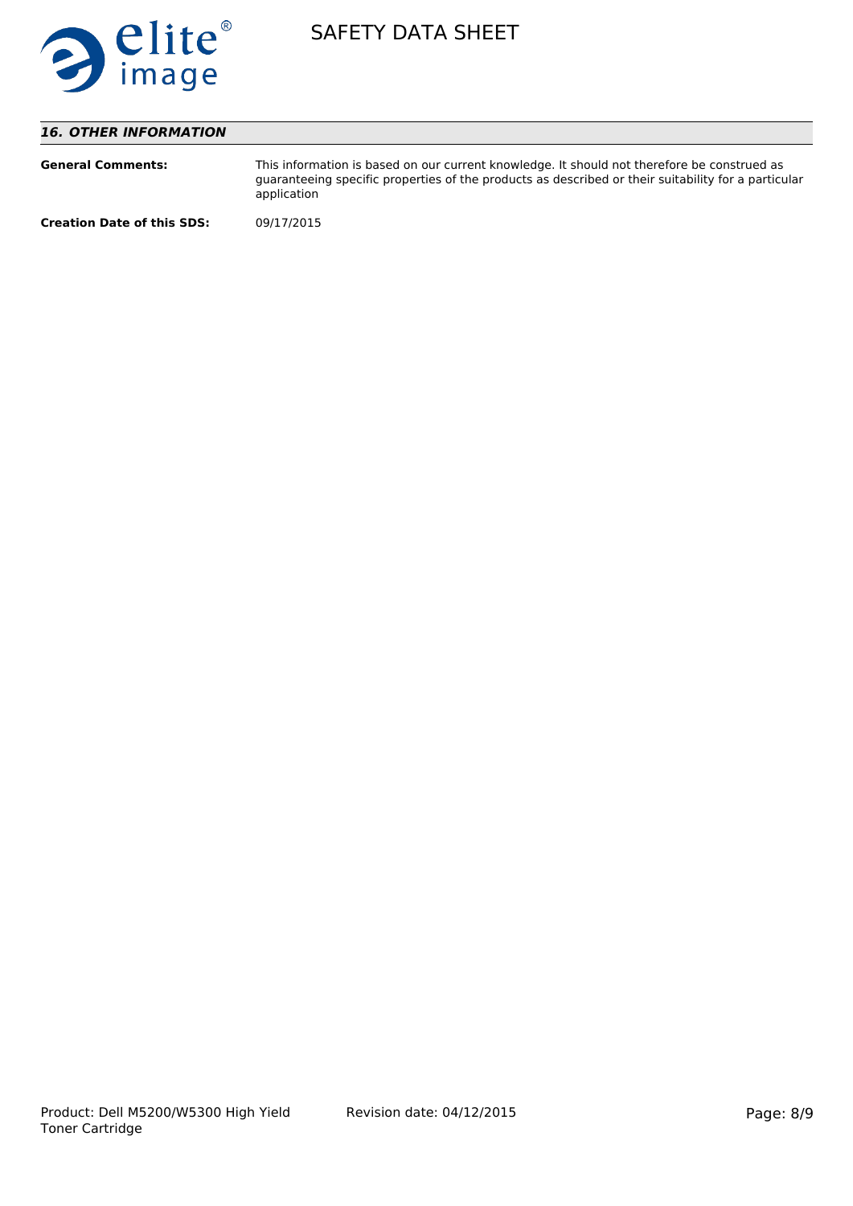## *16. OTHER INFORMATION*

**General Comments:** This information is based on our current knowledge. It should not therefore be construed as guaranteeing specific properties of the products as described or their suitability for a particular application

**Creation Date of this SDS:** 09/17/2015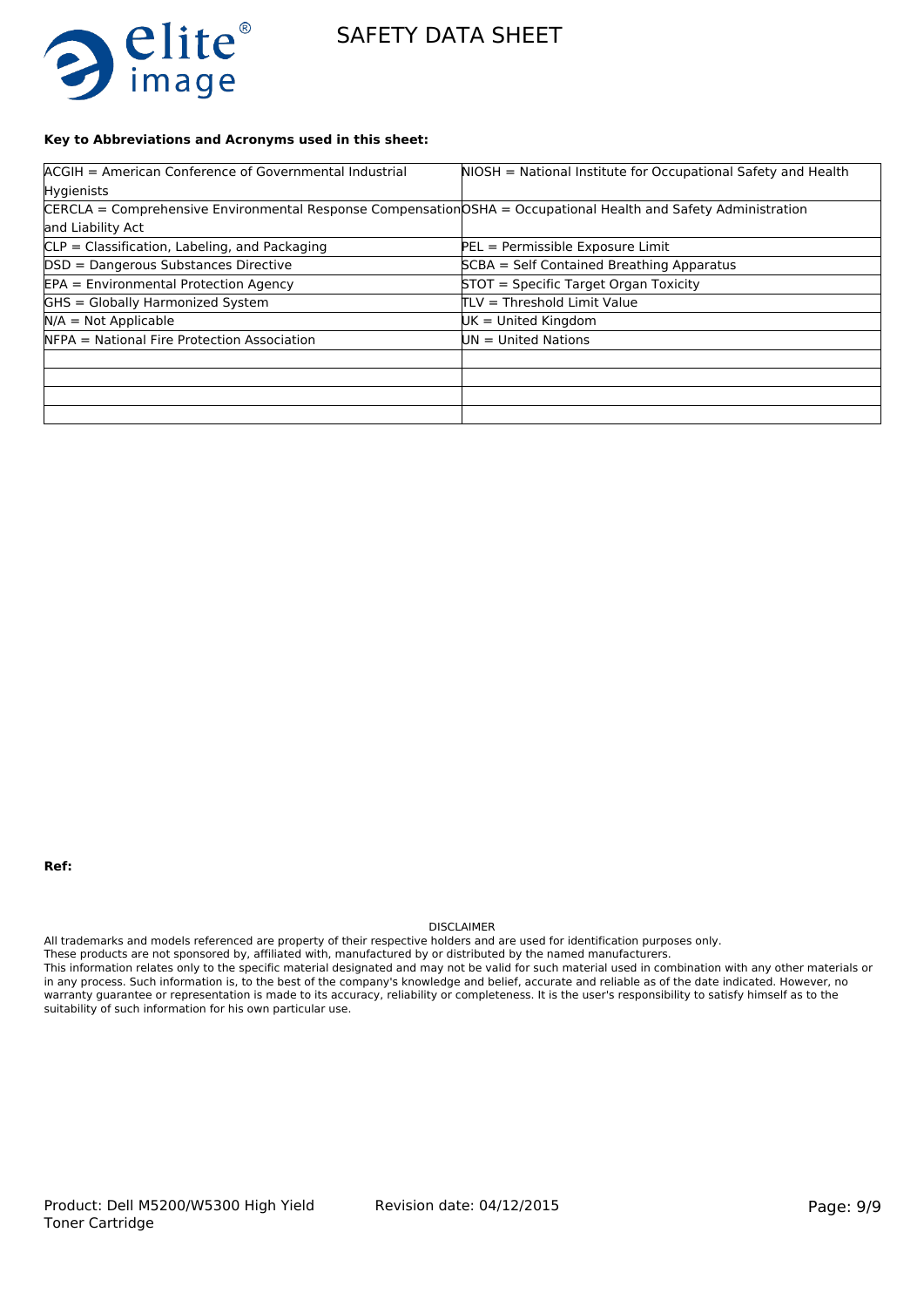**Key to Abbreviations and Acronyms used in this sheet:**

| | |
|---|---|
| ACGIH = American Conference of Governmental Industrial Hygienists | NIOSH = National Institute for Occupational Safety and Health |
| CERCLA = Comprehensive Environmental Response Compensation and Liability Act | OSHA = Occupational Health and Safety Administration |
| CLP = Classification, Labeling, and Packaging | PEL = Permissible Exposure Limit |
| DSD = Dangerous Substances Directive | SCBA = Self Contained Breathing Apparatus |
| EPA = Environmental Protection Agency | STOT = Specific Target Organ Toxicity |
| GHS = Globally Harmonized System | TLV = Threshold Limit Value |
| N/A = Not Applicable | UK = United Kingdom |
| NFPA = National Fire Protection Association | UN = United Nations |
| | |
| | |
| | |
| | |

**Ref:**

DISCLAIMER

All trademarks and models referenced are property of their respective holders and are used for identification purposes only.
These products are not sponsored by, affiliated with, manufactured by or distributed by the named manufacturers.
This information relates only to the specific material designated and may not be valid for such material used in combination with any other materials or in any process. Such information is, to the best of the company's knowledge and belief, accurate and reliable as of the date indicated. However, no warranty guarantee or representation is made to its accuracy, reliability or completeness. It is the user's responsibility to satisfy himself as to the suitability of such information for his own particular use.

Product: Dell M5200/W5300 High Yield Toner Cartridge

Revision date: 04/12/2015